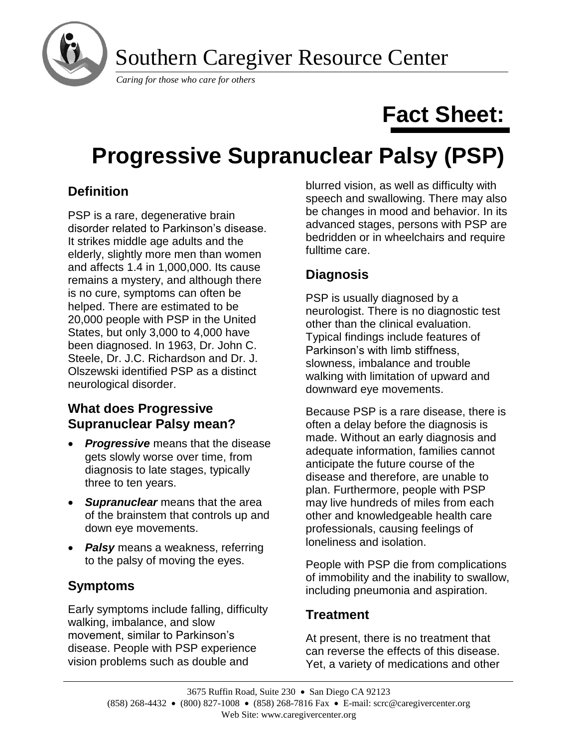# Southern Caregiver Resource Center

*Caring for those who care for others*

## Fact Sheet:

# Progressive Supranuclear Palsy (PSP)

### Definition

PSP is a rare, degenerative brain disorder related to Parkinson's disease. It strikes middle age adults and the elderly, slightly more men than women and affects 1.4 in 1,000,000. Its cause remains a mystery, and although there is no cure, symptoms can often be helped. There are estimated to be 20,000 people with PSP in the United States, but only 3,000 to 4,000 have been diagnosed. In 1963, Dr. John C. Steele, Dr. J.C. Richardson and Dr. J. Olszewski identified PSP as a distinct neurological disorder.

### What does Progressive Supranuclear Palsy mean?

- ***Progressive*** means that the disease gets slowly worse over time, from diagnosis to late stages, typically three to ten years.
- ***Supranuclear*** means that the area of the brainstem that controls up and down eye movements.
- ***Palsy*** means a weakness, referring to the palsy of moving the eyes.

### Symptoms

Early symptoms include falling, difficulty walking, imbalance, and slow movement, similar to Parkinson's disease. People with PSP experience vision problems such as double and blurred vision, as well as difficulty with speech and swallowing. There may also be changes in mood and behavior. In its advanced stages, persons with PSP are bedridden or in wheelchairs and require fulltime care.

### Diagnosis

PSP is usually diagnosed by a neurologist. There is no diagnostic test other than the clinical evaluation. Typical findings include features of Parkinson's with limb stiffness, slowness, imbalance and trouble walking with limitation of upward and downward eye movements.

Because PSP is a rare disease, there is often a delay before the diagnosis is made. Without an early diagnosis and adequate information, families cannot anticipate the future course of the disease and therefore, are unable to plan. Furthermore, people with PSP may live hundreds of miles from each other and knowledgeable health care professionals, causing feelings of loneliness and isolation.

People with PSP die from complications of immobility and the inability to swallow, including pneumonia and aspiration.

### Treatment

At present, there is no treatment that can reverse the effects of this disease. Yet, a variety of medications and other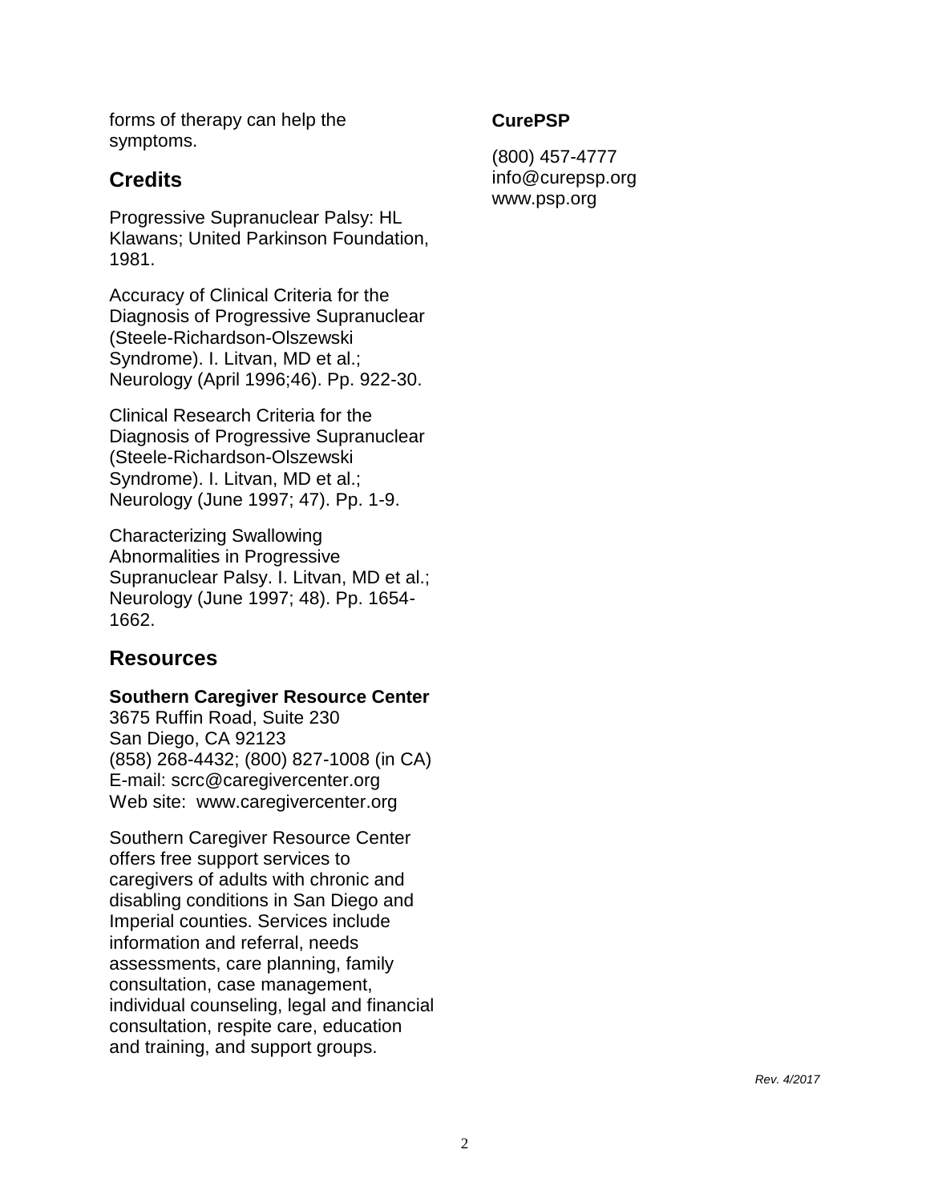forms of therapy can help the symptoms.

## Credits

Progressive Supranuclear Palsy: HL Klawans; United Parkinson Foundation, 1981.

Accuracy of Clinical Criteria for the Diagnosis of Progressive Supranuclear (Steele-Richardson-Olszewski Syndrome). I. Litvan, MD et al.; Neurology (April 1996;46). Pp. 922-30.

Clinical Research Criteria for the Diagnosis of Progressive Supranuclear (Steele-Richardson-Olszewski Syndrome). I. Litvan, MD et al.; Neurology (June 1997; 47). Pp. 1-9.

Characterizing Swallowing Abnormalities in Progressive Supranuclear Palsy. I. Litvan, MD et al.; Neurology (June 1997; 48). Pp. 1654-1662.

## Resources

**Southern Caregiver Resource Center**
3675 Ruffin Road, Suite 230
San Diego, CA 92123
(858) 268-4432; (800) 827-1008 (in CA)
E-mail: scrc@caregivercenter.org
Web site: www.caregivercenter.org

Southern Caregiver Resource Center offers free support services to caregivers of adults with chronic and disabling conditions in San Diego and Imperial counties. Services include information and referral, needs assessments, care planning, family consultation, case management, individual counseling, legal and financial consultation, respite care, education and training, and support groups.

**CurePSP**

(800) 457-4777
info@curepsp.org
www.psp.org

*Rev. 4/2017*